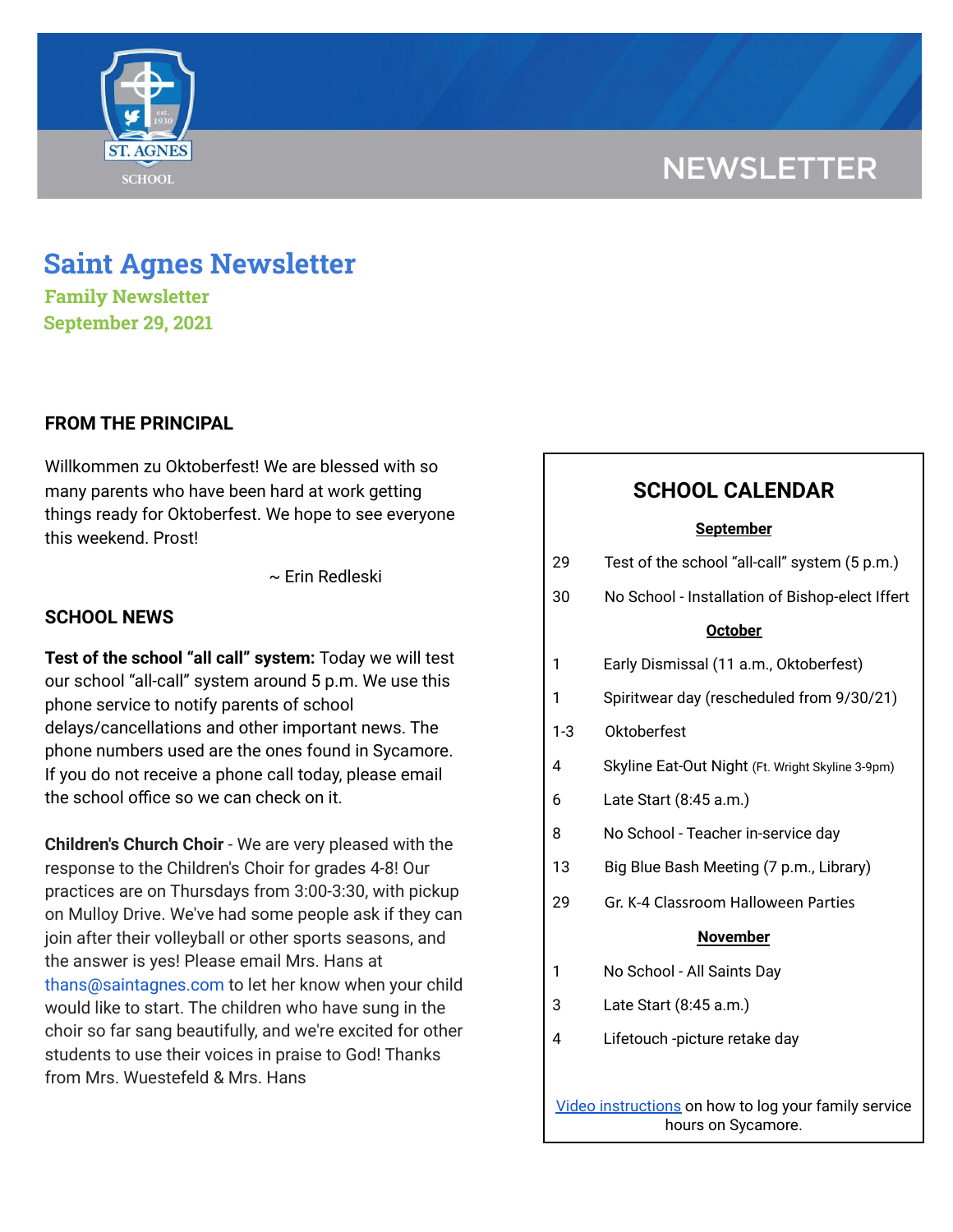NEWSLETTER

# Saint Agnes Newsletter

**Family Newsletter**
**September 29, 2021**

## FROM THE PRINCIPAL

Willkommen zu Oktoberfest! We are blessed with so many parents who have been hard at work getting things ready for Oktoberfest. We hope to see everyone this weekend. Prost!

~ Erin Redleski

## SCHOOL NEWS

**Test of the school "all call" system:** Today we will test our school "all-call" system around 5 p.m. We use this phone service to notify parents of school delays/cancellations and other important news. The phone numbers used are the ones found in Sycamore. If you do not receive a phone call today, please email the school office so we can check on it.

**Children's Church Choir** - We are very pleased with the response to the Children's Choir for grades 4-8! Our practices are on Thursdays from 3:00-3:30, with pickup on Mulloy Drive. We've had some people ask if they can join after their volleyball or other sports seasons, and the answer is yes! Please email Mrs. Hans at thans@saintagnes.com to let her know when your child would like to start. The children who have sung in the choir so far sang beautifully, and we're excited for other students to use their voices in praise to God! Thanks from Mrs. Wuestefeld & Mrs. Hans

## SCHOOL CALENDAR

**September**

| | |
|---|---|
| 29 | Test of the school "all-call" system (5 p.m.) |
| 30 | No School - Installation of Bishop-elect Iffert |

**October**

| | |
|---|---|
| 1 | Early Dismissal (11 a.m., Oktoberfest) |
| 1 | Spiritwear day (rescheduled from 9/30/21) |
| 1-3 | Oktoberfest |
| 4 | Skyline Eat-Out Night (Ft. Wright Skyline 3-9pm) |
| 6 | Late Start (8:45 a.m.) |
| 8 | No School - Teacher in-service day |
| 13 | Big Blue Bash Meeting (7 p.m., Library) |
| 29 | Gr. K-4 Classroom Halloween Parties |

**November**

| | |
|---|---|
| 1 | No School - All Saints Day |
| 3 | Late Start (8:45 a.m.) |
| 4 | Lifetouch -picture retake day |

Video instructions on how to log your family service hours on Sycamore.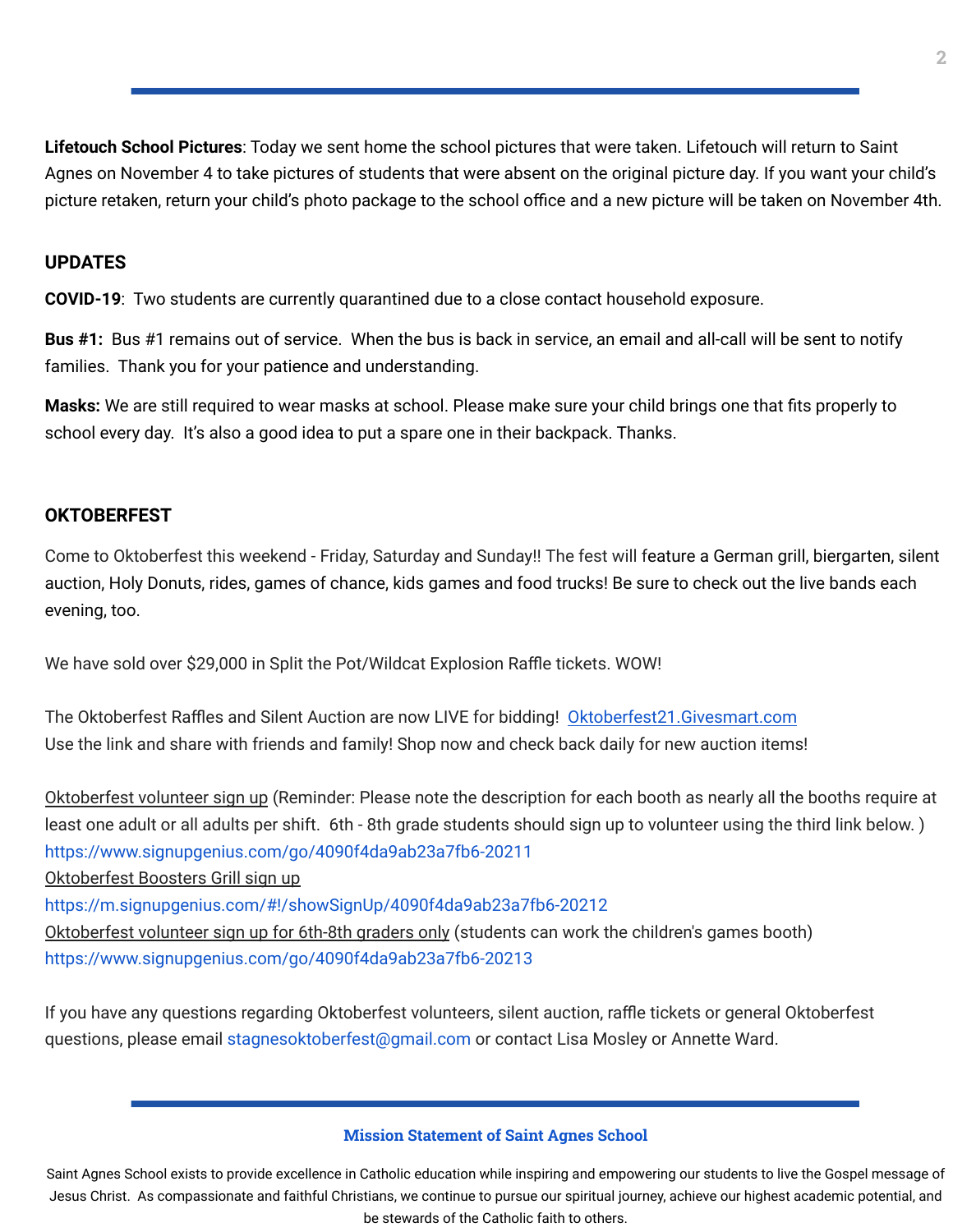**Lifetouch School Pictures**: Today we sent home the school pictures that were taken. Lifetouch will return to Saint Agnes on November 4 to take pictures of students that were absent on the original picture day. If you want your child's picture retaken, return your child's photo package to the school office and a new picture will be taken on November 4th.

## UPDATES

**COVID-19**: Two students are currently quarantined due to a close contact household exposure.

**Bus #1:** Bus #1 remains out of service. When the bus is back in service, an email and all-call will be sent to notify families. Thank you for your patience and understanding.

**Masks:** We are still required to wear masks at school. Please make sure your child brings one that fits properly to school every day. It's also a good idea to put a spare one in their backpack. Thanks.

## OKTOBERFEST

Come to Oktoberfest this weekend - Friday, Saturday and Sunday!! The fest will feature a German grill, biergarten, silent auction, Holy Donuts, rides, games of chance, kids games and food trucks! Be sure to check out the live bands each evening, too.

We have sold over $29,000 in Split the Pot/Wildcat Explosion Raffle tickets. WOW!

The Oktoberfest Raffles and Silent Auction are now LIVE for bidding! Oktoberfest21.Givesmart.com
Use the link and share with friends and family! Shop now and check back daily for new auction items!

Oktoberfest volunteer sign up (Reminder: Please note the description for each booth as nearly all the booths require at least one adult or all adults per shift. 6th - 8th grade students should sign up to volunteer using the third link below. )
https://www.signupgenius.com/go/4090f4da9ab23a7fb6-20211
Oktoberfest Boosters Grill sign up
https://m.signupgenius.com/#!/showSignUp/4090f4da9ab23a7fb6-20212
Oktoberfest volunteer sign up for 6th-8th graders only (students can work the children's games booth)
https://www.signupgenius.com/go/4090f4da9ab23a7fb6-20213

If you have any questions regarding Oktoberfest volunteers, silent auction, raffle tickets or general Oktoberfest questions, please email stagnesoktoberfest@gmail.com or contact Lisa Mosley or Annette Ward.

**Mission Statement of Saint Agnes School**

Saint Agnes School exists to provide excellence in Catholic education while inspiring and empowering our students to live the Gospel message of Jesus Christ. As compassionate and faithful Christians, we continue to pursue our spiritual journey, achieve our highest academic potential, and be stewards of the Catholic faith to others.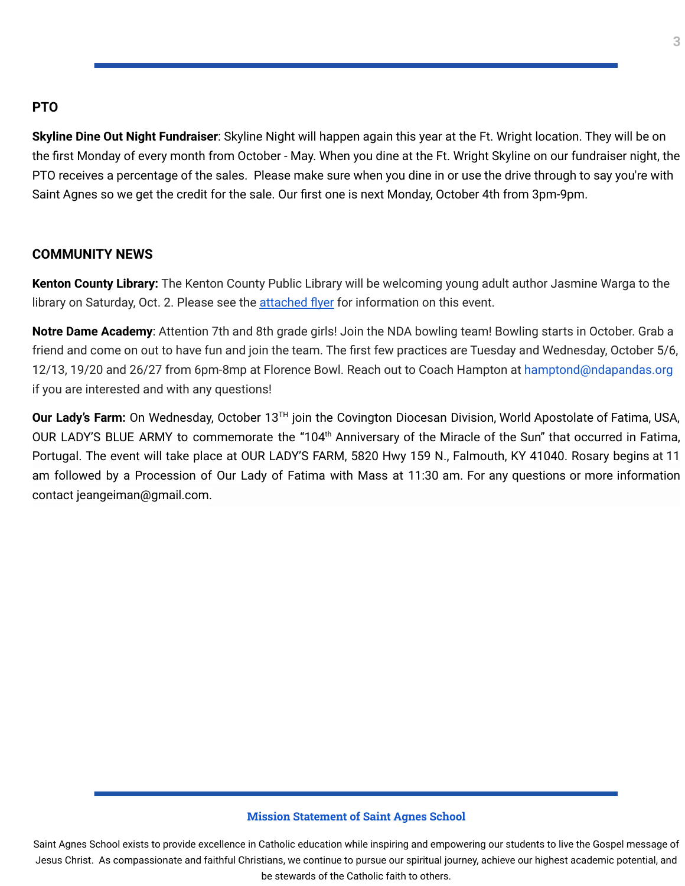## PTO

**Skyline Dine Out Night Fundraiser**: Skyline Night will happen again this year at the Ft. Wright location. They will be on the first Monday of every month from October - May. When you dine at the Ft. Wright Skyline on our fundraiser night, the PTO receives a percentage of the sales. Please make sure when you dine in or use the drive through to say you're with Saint Agnes so we get the credit for the sale. Our first one is next Monday, October 4th from 3pm-9pm.

## COMMUNITY NEWS

**Kenton County Library:** The Kenton County Public Library will be welcoming young adult author Jasmine Warga to the library on Saturday, Oct. 2. Please see the attached flyer for information on this event.

**Notre Dame Academy**: Attention 7th and 8th grade girls! Join the NDA bowling team! Bowling starts in October. Grab a friend and come on out to have fun and join the team. The first few practices are Tuesday and Wednesday, October 5/6, 12/13, 19/20 and 26/27 from 6pm-8mp at Florence Bowl. Reach out to Coach Hampton at hamptond@ndapandas.org if you are interested and with any questions!

**Our Lady's Farm:** On Wednesday, October 13TH join the Covington Diocesan Division, World Apostolate of Fatima, USA, OUR LADY'S BLUE ARMY to commemorate the "104th Anniversary of the Miracle of the Sun" that occurred in Fatima, Portugal. The event will take place at OUR LADY'S FARM, 5820 Hwy 159 N., Falmouth, KY 41040. Rosary begins at 11 am followed by a Procession of Our Lady of Fatima with Mass at 11:30 am. For any questions or more information contact jeangeiman@gmail.com.

**Mission Statement of Saint Agnes School**

Saint Agnes School exists to provide excellence in Catholic education while inspiring and empowering our students to live the Gospel message of Jesus Christ. As compassionate and faithful Christians, we continue to pursue our spiritual journey, achieve our highest academic potential, and be stewards of the Catholic faith to others.